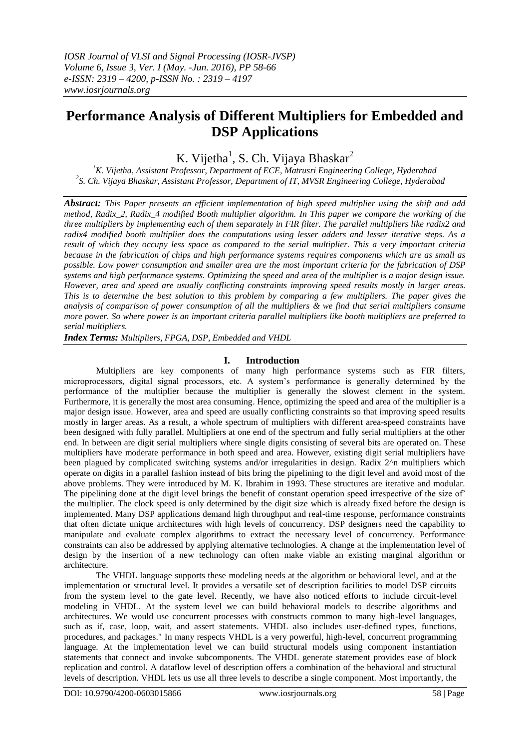# Performance Analysis of Different Multipliers for Embedded and DSP Applications

K. Vijetha[1], S. Ch. Vijaya Bhaskar[2]

[1]*K. Vijetha, Assistant Professor, Department of ECE, Matrusri Engineering College, Hyderabad*
[2]*S. Ch. Vijaya Bhaskar, Assistant Professor, Department of IT, MVSR Engineering College, Hyderabad*

***Abstract:*** *This Paper presents an efficient implementation of high speed multiplier using the shift and add method, Radix_2, Radix_4 modified Booth multiplier algorithm. In This paper we compare the working of the three multipliers by implementing each of them separately in FIR filter. The parallel multipliers like radix2 and radix4 modified booth multiplier does the computations using lesser adders and lesser iterative steps. As a result of which they occupy less space as compared to the serial multiplier. This a very important criteria because in the fabrication of chips and high performance systems requires components which are as small as possible. Low power consumption and smaller area are the most important criteria for the fabrication of DSP systems and high performance systems. Optimizing the speed and area of the multiplier is a major design issue. However, area and speed are usually conflicting constraints improving speed results mostly in larger areas. This is to determine the best solution to this problem by comparing a few multipliers. The paper gives the analysis of comparison of power consumption of all the multipliers & we find that serial multipliers consume more power. So where power is an important criteria parallel multipliers like booth multipliers are preferred to serial multipliers.*

***Index Terms:*** *Multipliers, FPGA, DSP, Embedded and VHDL*

## I. Introduction

Multipliers are key components of many high performance systems such as FIR filters, microprocessors, digital signal processors, etc. A system's performance is generally determined by the performance of the multiplier because the multiplier is generally the slowest clement in the system. Furthermore, it is generally the most area consuming. Hence, optimizing the speed and area of the multiplier is a major design issue. However, area and speed are usually conflicting constraints so that improving speed results mostly in larger areas. As a result, a whole spectrum of multipliers with different area-speed constraints have been designed with fully parallel. Multipliers at one end of the spectrum and fully serial multipliers at the other end. In between are digit serial multipliers where single digits consisting of several bits are operated on. These multipliers have moderate performance in both speed and area. However, existing digit serial multipliers have been plagued by complicated switching systems and/or irregularities in design. Radix 2^n multipliers which operate on digits in a parallel fashion instead of bits bring the pipelining to the digit level and avoid most of the above problems. They were introduced by M. K. Ibrahim in 1993. These structures are iterative and modular. The pipelining done at the digit level brings the benefit of constant operation speed irrespective of the size of' the multiplier. The clock speed is only determined by the digit size which is already fixed before the design is implemented. Many DSP applications demand high throughput and real-time response, performance constraints that often dictate unique architectures with high levels of concurrency. DSP designers need the capability to manipulate and evaluate complex algorithms to extract the necessary level of concurrency. Performance constraints can also be addressed by applying alternative technologies. A change at the implementation level of design by the insertion of a new technology can often make viable an existing marginal algorithm or architecture.

The VHDL language supports these modeling needs at the algorithm or behavioral level, and at the implementation or structural level. It provides a versatile set of description facilities to model DSP circuits from the system level to the gate level. Recently, we have also noticed efforts to include circuit-level modeling in VHDL. At the system level we can build behavioral models to describe algorithms and architectures. We would use concurrent processes with constructs common to many high-level languages, such as if, case, loop, wait, and assert statements. VHDL also includes user-defined types, functions, procedures, and packages." In many respects VHDL is a very powerful, high-level, concurrent programming language. At the implementation level we can build structural models using component instantiation statements that connect and invoke subcomponents. The VHDL generate statement provides ease of block replication and control. A dataflow level of description offers a combination of the behavioral and structural levels of description. VHDL lets us use all three levels to describe a single component. Most importantly, the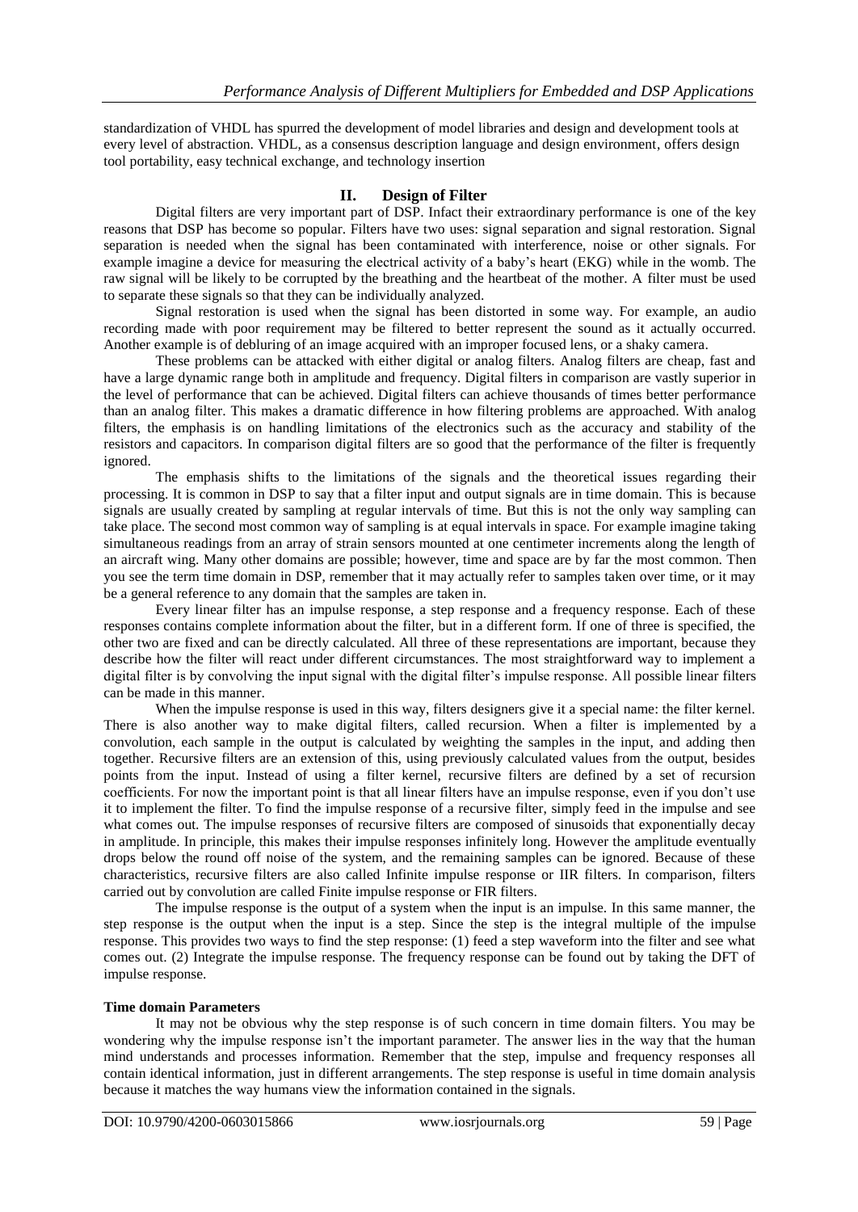standardization of VHDL has spurred the development of model libraries and design and development tools at every level of abstraction. VHDL, as a consensus description language and design environment, offers design tool portability, easy technical exchange, and technology insertion

## II. Design of Filter

Digital filters are very important part of DSP. Infact their extraordinary performance is one of the key reasons that DSP has become so popular. Filters have two uses: signal separation and signal restoration. Signal separation is needed when the signal has been contaminated with interference, noise or other signals. For example imagine a device for measuring the electrical activity of a baby's heart (EKG) while in the womb. The raw signal will be likely to be corrupted by the breathing and the heartbeat of the mother. A filter must be used to separate these signals so that they can be individually analyzed.

Signal restoration is used when the signal has been distorted in some way. For example, an audio recording made with poor requirement may be filtered to better represent the sound as it actually occurred. Another example is of debluring of an image acquired with an improper focused lens, or a shaky camera.

These problems can be attacked with either digital or analog filters. Analog filters are cheap, fast and have a large dynamic range both in amplitude and frequency. Digital filters in comparison are vastly superior in the level of performance that can be achieved. Digital filters can achieve thousands of times better performance than an analog filter. This makes a dramatic difference in how filtering problems are approached. With analog filters, the emphasis is on handling limitations of the electronics such as the accuracy and stability of the resistors and capacitors. In comparison digital filters are so good that the performance of the filter is frequently ignored.

The emphasis shifts to the limitations of the signals and the theoretical issues regarding their processing. It is common in DSP to say that a filter input and output signals are in time domain. This is because signals are usually created by sampling at regular intervals of time. But this is not the only way sampling can take place. The second most common way of sampling is at equal intervals in space. For example imagine taking simultaneous readings from an array of strain sensors mounted at one centimeter increments along the length of an aircraft wing. Many other domains are possible; however, time and space are by far the most common. Then you see the term time domain in DSP, remember that it may actually refer to samples taken over time, or it may be a general reference to any domain that the samples are taken in.

Every linear filter has an impulse response, a step response and a frequency response. Each of these responses contains complete information about the filter, but in a different form. If one of three is specified, the other two are fixed and can be directly calculated. All three of these representations are important, because they describe how the filter will react under different circumstances. The most straightforward way to implement a digital filter is by convolving the input signal with the digital filter's impulse response. All possible linear filters can be made in this manner.

When the impulse response is used in this way, filters designers give it a special name: the filter kernel. There is also another way to make digital filters, called recursion. When a filter is implemented by a convolution, each sample in the output is calculated by weighting the samples in the input, and adding then together. Recursive filters are an extension of this, using previously calculated values from the output, besides points from the input. Instead of using a filter kernel, recursive filters are defined by a set of recursion coefficients. For now the important point is that all linear filters have an impulse response, even if you don't use it to implement the filter. To find the impulse response of a recursive filter, simply feed in the impulse and see what comes out. The impulse responses of recursive filters are composed of sinusoids that exponentially decay in amplitude. In principle, this makes their impulse responses infinitely long. However the amplitude eventually drops below the round off noise of the system, and the remaining samples can be ignored. Because of these characteristics, recursive filters are also called Infinite impulse response or IIR filters. In comparison, filters carried out by convolution are called Finite impulse response or FIR filters.

The impulse response is the output of a system when the input is an impulse. In this same manner, the step response is the output when the input is a step. Since the step is the integral multiple of the impulse response. This provides two ways to find the step response: (1) feed a step waveform into the filter and see what comes out. (2) Integrate the impulse response. The frequency response can be found out by taking the DFT of impulse response.

**Time domain Parameters**

It may not be obvious why the step response is of such concern in time domain filters. You may be wondering why the impulse response isn't the important parameter. The answer lies in the way that the human mind understands and processes information. Remember that the step, impulse and frequency responses all contain identical information, just in different arrangements. The step response is useful in time domain analysis because it matches the way humans view the information contained in the signals.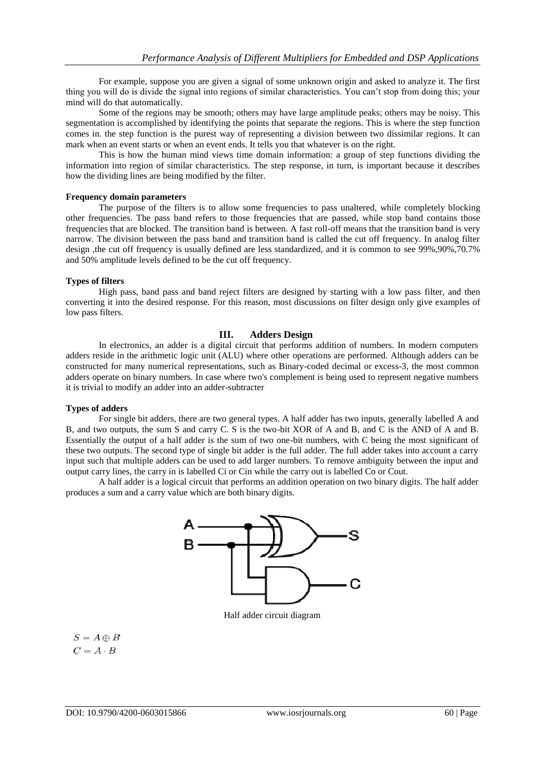For example, suppose you are given a signal of some unknown origin and asked to analyze it. The first thing you will do is divide the signal into regions of similar characteristics. You can't stop from doing this; your mind will do that automatically.

Some of the regions may be smooth; others may have large amplitude peaks; others may be noisy. This segmentation is accomplished by identifying the points that separate the regions. This is where the step function comes in. the step function is the purest way of representing a division between two dissimilar regions. It can mark when an event starts or when an event ends. It tells you that whatever is on the right.

This is how the human mind views time domain information: a group of step functions dividing the information into region of similar characteristics. The step response, in turn, is important because it describes how the dividing lines are being modified by the filter.

**Frequency domain parameters**

The purpose of the filters is to allow some frequencies to pass unaltered, while completely blocking other frequencies. The pass band refers to those frequencies that are passed, while stop band contains those frequencies that are blocked. The transition band is between. A fast roll-off means that the transition band is very narrow. The division between the pass band and transition band is called the cut off frequency. In analog filter design ,the cut off frequency is usually defined are less standardized, and it is common to see 99%,90%,70.7% and 50% amplitude levels defined to be the cut off frequency.

**Types of filters**

High pass, band pass and band reject filters are designed by starting with a low pass filter, and then converting it into the desired response. For this reason, most discussions on filter design only give examples of low pass filters.

## III. Adders Design

In electronics, an adder is a digital circuit that performs addition of numbers. In modern computers adders reside in the arithmetic logic unit (ALU) where other operations are performed. Although adders can be constructed for many numerical representations, such as Binary-coded decimal or excess-3, the most common adders operate on binary numbers. In case where two's complement is being used to represent negative numbers it is trivial to modify an adder into an adder-subtracter

**Types of adders**

For single bit adders, there are two general types. A half adder has two inputs, generally labelled A and B, and two outputs, the sum S and carry C. S is the two-bit XOR of A and B, and C is the AND of A and B. Essentially the output of a half adder is the sum of two one-bit numbers, with C being the most significant of these two outputs. The second type of single bit adder is the full adder. The full adder takes into account a carry input such that multiple adders can be used to add larger numbers. To remove ambiguity between the input and output carry lines, the carry in is labelled Ci or Cin while the carry out is labelled Co or Cout.

A half adder is a logical circuit that performs an addition operation on two binary digits. The half adder produces a sum and a carry value which are both binary digits.

Half adder circuit diagram

$$S = A \oplus B$$
$$C = A \cdot B$$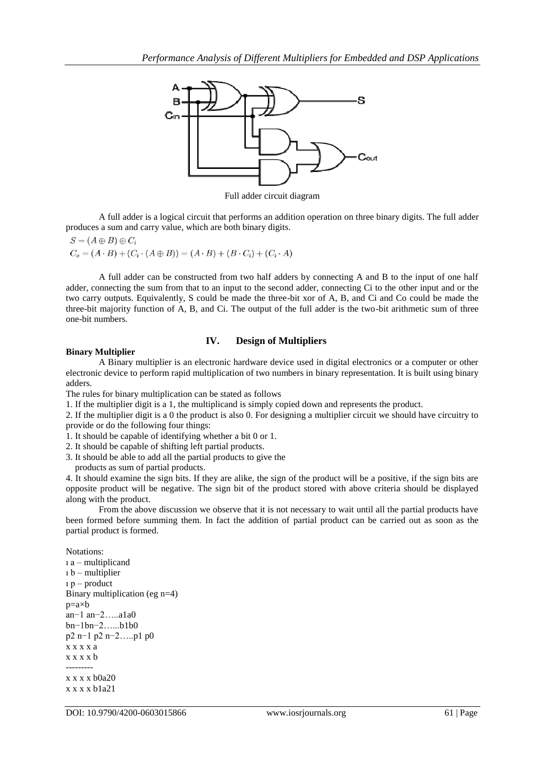Full adder circuit diagram

A full adder is a logical circuit that performs an addition operation on three binary digits. The full adder produces a sum and carry value, which are both binary digits.

$$S = (A \oplus B) \oplus C_i$$

$$C_o = (A \cdot B) + (C_i \cdot (A \oplus B)) = (A \cdot B) + (B \cdot C_i) + (C_i \cdot A)$$

A full adder can be constructed from two half adders by connecting A and B to the input of one half adder, connecting the sum from that to an input to the second adder, connecting Ci to the other input and or the two carry outputs. Equivalently, S could be made the three-bit xor of A, B, and Ci and Co could be made the three-bit majority function of A, B, and Ci. The output of the full adder is the two-bit arithmetic sum of three one-bit numbers.

## IV. Design of Multipliers

**Binary Multiplier**

A Binary multiplier is an electronic hardware device used in digital electronics or a computer or other electronic device to perform rapid multiplication of two numbers in binary representation. It is built using binary adders.

The rules for binary multiplication can be stated as follows

1. If the multiplier digit is a 1, the multiplicand is simply copied down and represents the product.
2. If the multiplier digit is a 0 the product is also 0. For designing a multiplier circuit we should have circuitry to provide or do the following four things:

1. It should be capable of identifying whether a bit 0 or 1.
2. It should be capable of shifting left partial products.
3. It should be able to add all the partial products to give the products as sum of partial products.
4. It should examine the sign bits. If they are alike, the sign of the product will be a positive, if the sign bits are opposite product will be negative. The sign bit of the product stored with above criteria should be displayed along with the product.

From the above discussion we observe that it is not necessary to wait until all the partial products have been formed before summing them. In fact the addition of partial product can be carried out as soon as the partial product is formed.

Notations:

ı a – multiplicand
ı b – multiplier
ı p – product
Binary multiplication (eg n=4)
p=a×b
an−1 an−2…..a1a0
bn−1bn−2…...b1b0
p2 n−1 p2 n−2…..p1 p0
x x x x a
x x x x b
---------
x x x x b0a20
x x x x b1a21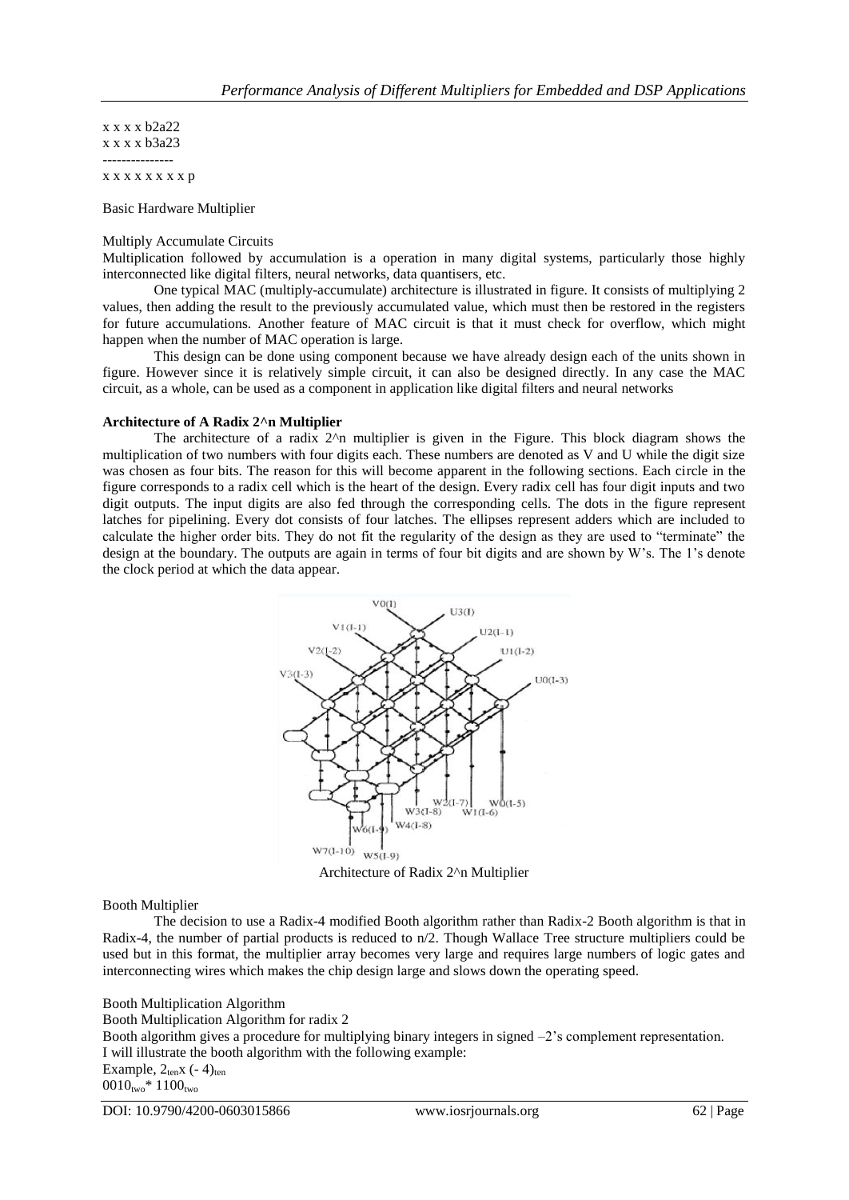x x x x b2a22
x x x x b3a23
---------------
x x x x x x x x p

Basic Hardware Multiplier

Multiply Accumulate Circuits

Multiplication followed by accumulation is a operation in many digital systems, particularly those highly interconnected like digital filters, neural networks, data quantisers, etc.

One typical MAC (multiply-accumulate) architecture is illustrated in figure. It consists of multiplying 2 values, then adding the result to the previously accumulated value, which must then be restored in the registers for future accumulations. Another feature of MAC circuit is that it must check for overflow, which might happen when the number of MAC operation is large.

This design can be done using component because we have already design each of the units shown in figure. However since it is relatively simple circuit, it can also be designed directly. In any case the MAC circuit, as a whole, can be used as a component in application like digital filters and neural networks

**Architecture of A Radix 2^n Multiplier**

The architecture of a radix 2^n multiplier is given in the Figure. This block diagram shows the multiplication of two numbers with four digits each. These numbers are denoted as V and U while the digit size was chosen as four bits. The reason for this will become apparent in the following sections. Each circle in the figure corresponds to a radix cell which is the heart of the design. Every radix cell has four digit inputs and two digit outputs. The input digits are also fed through the corresponding cells. The dots in the figure represent latches for pipelining. Every dot consists of four latches. The ellipses represent adders which are included to calculate the higher order bits. They do not fit the regularity of the design as they are used to "terminate" the design at the boundary. The outputs are again in terms of four bit digits and are shown by W's. The 1's denote the clock period at which the data appear.

Architecture of Radix 2^n Multiplier

Booth Multiplier

The decision to use a Radix-4 modified Booth algorithm rather than Radix-2 Booth algorithm is that in Radix-4, the number of partial products is reduced to n/2. Though Wallace Tree structure multipliers could be used but in this format, the multiplier array becomes very large and requires large numbers of logic gates and interconnecting wires which makes the chip design large and slows down the operating speed.

Booth Multiplication Algorithm

Booth Multiplication Algorithm for radix 2

Booth algorithm gives a procedure for multiplying binary integers in signed –2's complement representation.

I will illustrate the booth algorithm with the following example:

Example, $2_{ten} x (-4)_{ten}$

$0010_{two} * 1100_{two}$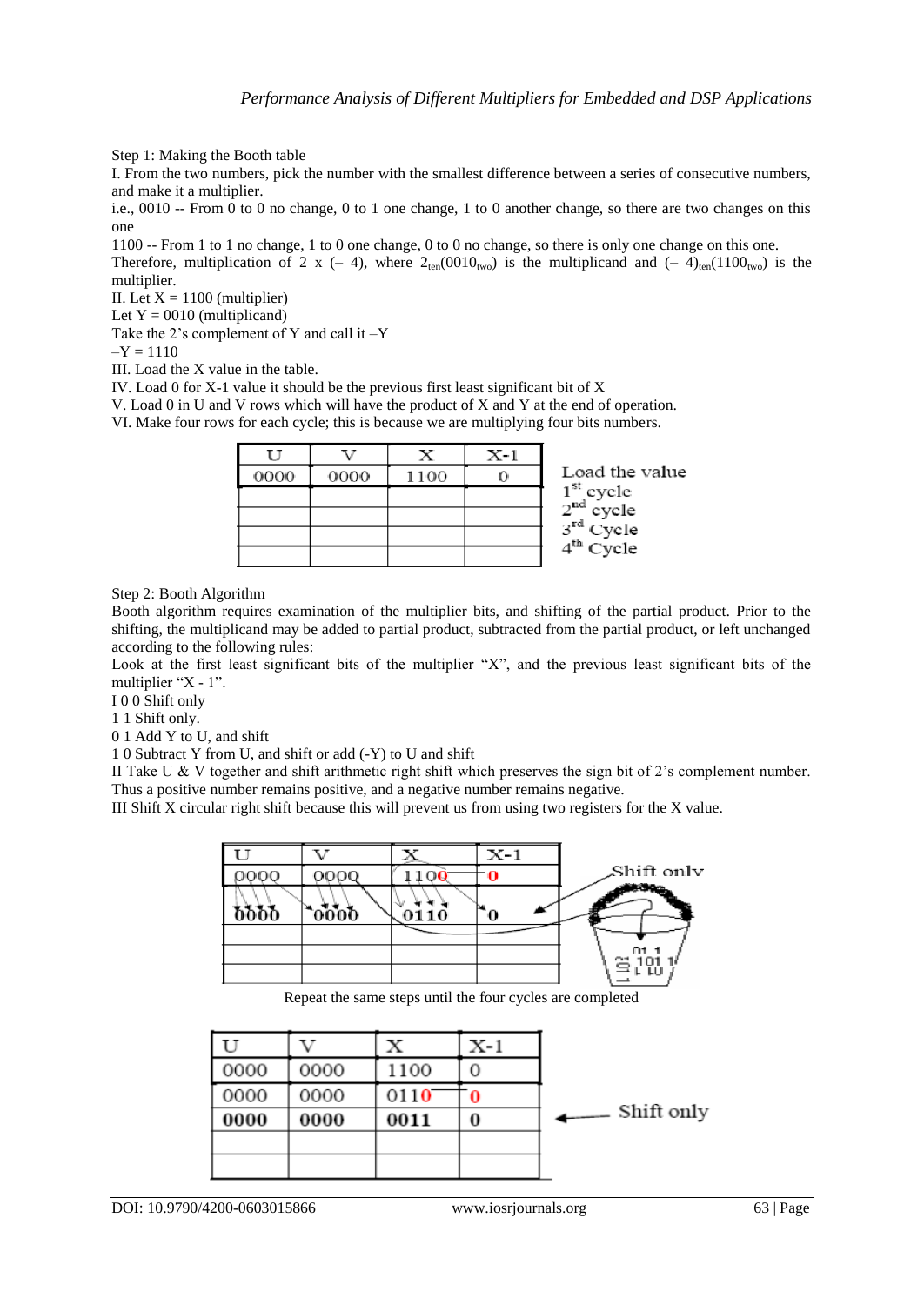Step 1: Making the Booth table

I. From the two numbers, pick the number with the smallest difference between a series of consecutive numbers, and make it a multiplier.

i.e., 0010 -- From 0 to 0 no change, 0 to 1 one change, 1 to 0 another change, so there are two changes on this one

1100 -- From 1 to 1 no change, 1 to 0 one change, 0 to 0 no change, so there is only one change on this one.

Therefore, multiplication of 2 x (– 4), where $2_{ten}(0010_{two})$ is the multiplicand and $(-4)_{ten}(1100_{two})$ is the multiplier.

II. Let X = 1100 (multiplier)

Let Y = 0010 (multiplicand)

Take the 2's complement of Y and call it –Y

–Y = 1110

III. Load the X value in the table.

IV. Load 0 for X-1 value it should be the previous first least significant bit of X

V. Load 0 in U and V rows which will have the product of X and Y at the end of operation.

VI. Make four rows for each cycle; this is because we are multiplying four bits numbers.

| U | V | X | X-1 | |
|---|---|---|---|---|
| 0000 | 0000 | 1100 | 0 | Load the value |
| | | | | $1^{st}$ cycle |
| | | | | $2^{nd}$ cycle |
| | | | | $3^{rd}$ Cycle |
| | | | | $4^{th}$ Cycle |

Step 2: Booth Algorithm

Booth algorithm requires examination of the multiplier bits, and shifting of the partial product. Prior to the shifting, the multiplicand may be added to partial product, subtracted from the partial product, or left unchanged according to the following rules:

Look at the first least significant bits of the multiplier "X", and the previous least significant bits of the multiplier "X - 1".

I 0 0 Shift only

1 1 Shift only.

0 1 Add Y to U, and shift

1 0 Subtract Y from U, and shift or add (-Y) to U and shift

II Take U & V together and shift arithmetic right shift which preserves the sign bit of 2's complement number. Thus a positive number remains positive, and a negative number remains negative.

III Shift X circular right shift because this will prevent us from using two registers for the X value.

| U | V | X | X-1 | |
|---|---|---|---|---|
| 0000 | 0000 | 1100 | 0 | |
| 0000 | 0000 | 0110 | 0 | Shift only |
| | | | | |
| | | | | |

Repeat the same steps until the four cycles are completed

| U | V | X | X-1 | |
|---|---|---|---|---|
| 0000 | 0000 | 1100 | 0 | |
| 0000 | 0000 | 0110 | 0 | |
| **0000** | **0000** | **0011** | **0** | Shift only |
| | | | | |
| | | | | |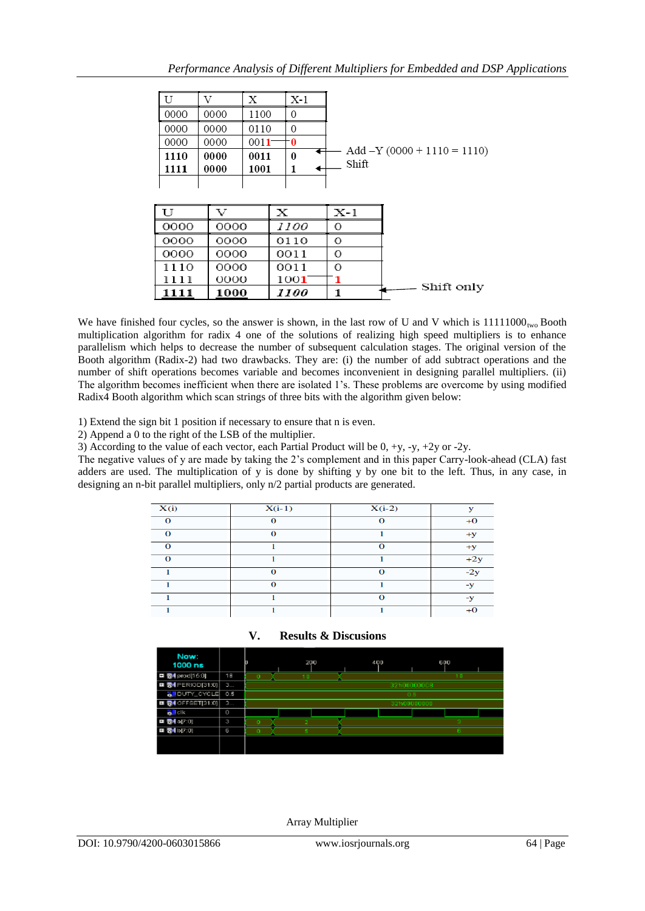| U | V | X | X-1 |
|---|---|---|---|
| 0000 | 0000 | 1100 | 0 |
| 0000 | 0000 | 0110 | 0 |
| 0000 | 0000 | 0011 | 0 |
| **1110** | **0000** | **0011** | **0** |
| **1111** | **0000** | **1001** | **1** |

Add –Y (0000 + 1110 = 1110)
Shift

| U | V | X | X-1 |
|---|---|---|---|
| 0000 | 0000 | *1100* | 0 |
| 0000 | 0000 | 0110 | 0 |
| 0000 | 0000 | 0011 | 0 |
| 1110 | 0000 | 0011 | 0 |
| 1111 | 0000 | 1001 | 1 |
| **1111** | **1000** | ***1100*** | **1** |

Shift only

We have finished four cycles, so the answer is shown, in the last row of U and V which is $11111000_{two}$ Booth multiplication algorithm for radix 4 one of the solutions of realizing high speed multipliers is to enhance parallelism which helps to decrease the number of subsequent calculation stages. The original version of the Booth algorithm (Radix-2) had two drawbacks. They are: (i) the number of add subtract operations and the number of shift operations becomes variable and becomes inconvenient in designing parallel multipliers. (ii) The algorithm becomes inefficient when there are isolated 1's. These problems are overcome by using modified Radix4 Booth algorithm which scan strings of three bits with the algorithm given below:

1) Extend the sign bit 1 position if necessary to ensure that n is even.
2) Append a 0 to the right of the LSB of the multiplier.
3) According to the value of each vector, each Partial Product will be 0, +y, -y, +2y or -2y.

The negative values of y are made by taking the 2's complement and in this paper Carry-look-ahead (CLA) fast adders are used. The multiplication of y is done by shifting y by one bit to the left. Thus, in any case, in designing an n-bit parallel multipliers, only n/2 partial products are generated.

| X(i) | X(i-1) | X(i-2) | y |
|---|---|---|---|
| 0 | 0 | 0 | +0 |
| 0 | 0 | 1 | +y |
| 0 | 1 | 0 | +y |
| 0 | 1 | 1 | +2y |
| 1 | 0 | 0 | -2y |
| 1 | 0 | 1 | -y |
| 1 | 1 | 0 | -y |
| 1 | 1 | 1 | +0 |

## V. Results & Discusions

Array Multiplier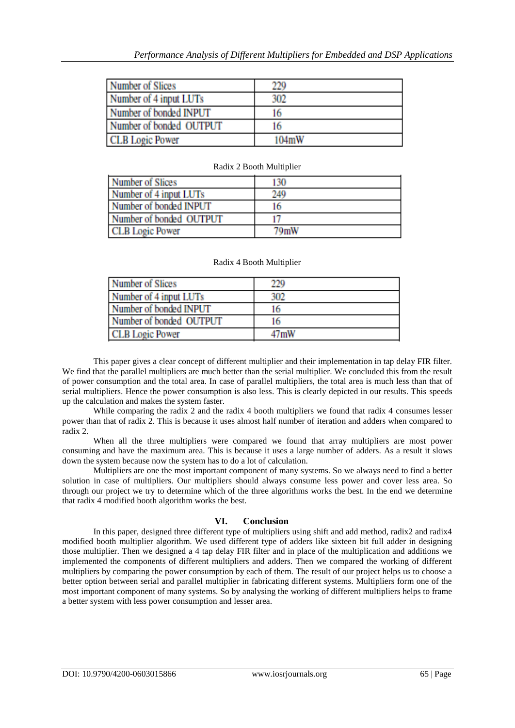| Number of Slices | 229 |
|---|---|
| Number of 4 input LUTs | 302 |
| Number of bonded INPUT | 16 |
| Number of bonded OUTPUT | 16 |
| CLB Logic Power | 104mW |

Radix 2 Booth Multiplier

| Number of Slices | 130 |
|---|---|
| Number of 4 input LUTs | 249 |
| Number of bonded INPUT | 16 |
| Number of bonded OUTPUT | 17 |
| CLB Logic Power | 79mW |

Radix 4 Booth Multiplier

| Number of Slices | 229 |
|---|---|
| Number of 4 input LUTs | 302 |
| Number of bonded INPUT | 16 |
| Number of bonded OUTPUT | 16 |
| CLB Logic Power | 47mW |

This paper gives a clear concept of different multiplier and their implementation in tap delay FIR filter. We find that the parallel multipliers are much better than the serial multiplier. We concluded this from the result of power consumption and the total area. In case of parallel multipliers, the total area is much less than that of serial multipliers. Hence the power consumption is also less. This is clearly depicted in our results. This speeds up the calculation and makes the system faster.

While comparing the radix 2 and the radix 4 booth multipliers we found that radix 4 consumes lesser power than that of radix 2. This is because it uses almost half number of iteration and adders when compared to radix 2.

When all the three multipliers were compared we found that array multipliers are most power consuming and have the maximum area. This is because it uses a large number of adders. As a result it slows down the system because now the system has to do a lot of calculation.

Multipliers are one the most important component of many systems. So we always need to find a better solution in case of multipliers. Our multipliers should always consume less power and cover less area. So through our project we try to determine which of the three algorithms works the best. In the end we determine that radix 4 modified booth algorithm works the best.

## VI. Conclusion

In this paper, designed three different type of multipliers using shift and add method, radix2 and radix4 modified booth multiplier algorithm. We used different type of adders like sixteen bit full adder in designing those multiplier. Then we designed a 4 tap delay FIR filter and in place of the multiplication and additions we implemented the components of different multipliers and adders. Then we compared the working of different multipliers by comparing the power consumption by each of them. The result of our project helps us to choose a better option between serial and parallel multiplier in fabricating different systems. Multipliers form one of the most important component of many systems. So by analysing the working of different multipliers helps to frame a better system with less power consumption and lesser area.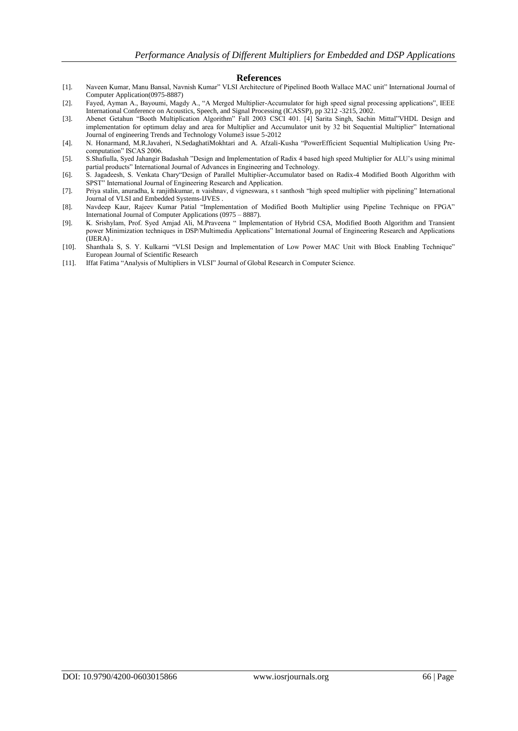## References

[1]. Naveen Kumar, Manu Bansal, Navnish Kumar" VLSI Architecture of Pipelined Booth Wallace MAC unit" International Journal of Computer Application(0975-8887)

[2]. Fayed, Ayman A., Bayoumi, Magdy A., "A Merged Multiplier-Accumulator for high speed signal processing applications", IEEE International Conference on Acoustics, Speech, and Signal Processing (ICASSP), pp 3212 -3215, 2002.

[3]. Abenet Getahun "Booth Multiplication Algorithm" Fall 2003 CSCI 401. [4] Sarita Singh, Sachin Mittal"VHDL Design and implementation for optimum delay and area for Multiplier and Accumulator unit by 32 bit Sequential Multiplier" International Journal of engineering Trends and Technology Volume3 issue 5-2012

[4]. N. Honarmand, M.R.Javaheri, N.SedaghatiMokhtari and A. Afzali-Kusha "PowerEfficient Sequential Multiplication Using Pre-computation" ISCAS 2006.

[5]. S.Shafiulla, Syed Jahangir Badashah "Design and Implementation of Radix 4 based high speed Multiplier for ALU's using minimal partial products" International Journal of Advances in Engineering and Technology.

[6]. S. Jagadeesh, S. Venkata Chary"Design of Parallel Multiplier-Accumulator based on Radix-4 Modified Booth Algorithm with SPST" International Journal of Engineering Research and Application.

[7]. Priya stalin, anuradha, k ranjithkumar, n vaishnav, d vigneswara, s t santhosh "high speed multiplier with pipelining" International Journal of VLSI and Embedded Systems-IJVES .

[8]. Navdeep Kaur, Rajeev Kumar Patial "Implementation of Modified Booth Multiplier using Pipeline Technique on FPGA" International Journal of Computer Applications (0975 – 8887).

[9]. K. Srishylam, Prof. Syed Amjad Ali, M.Praveena " Implementation of Hybrid CSA, Modified Booth Algorithm and Transient power Minimization techniques in DSP/Multimedia Applications" International Journal of Engineering Research and Applications (IJERA) .

[10]. Shanthala S, S. Y. Kulkarni "VLSI Design and Implementation of Low Power MAC Unit with Block Enabling Technique" European Journal of Scientific Research

[11]. Iffat Fatima "Analysis of Multipliers in VLSI" Journal of Global Research in Computer Science.